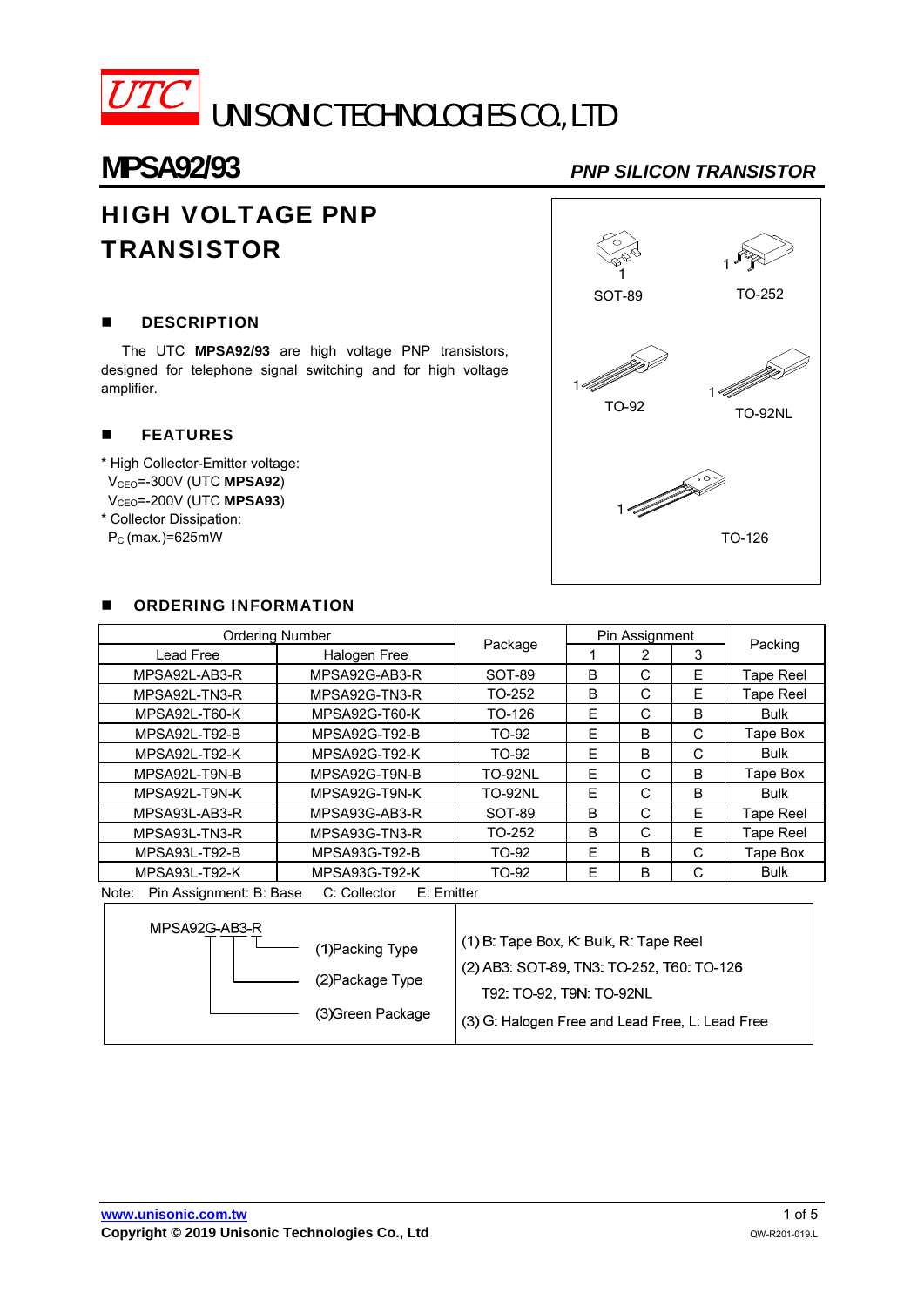# UTC UNISONIC TECHNOLOGIES CO., LTD

## MPSA92/93

*PNP SILICON TRANSISTOR*

## HIGH VOLTAGE PNP TRANSISTOR

SOT-89 TO-252 TO-92 TO-92NL TO-126

### DESCRIPTION

The UTC **MPSA92/93** are high voltage PNP transistors, designed for telephone signal switching and for high voltage amplifier.

### FEATURES

* High Collector-Emitter voltage:
  $V_{CEO}$=-300V (UTC **MPSA92**)
  $V_{CEO}$=-200V (UTC **MPSA93**)
* Collector Dissipation:
  $P_C$ (max.)=625mW

### ORDERING INFORMATION

| Ordering Number | | Package | Pin Assignment | | | Packing |
|---|---|---|---|---|---|---|
| Lead Free | Halogen Free | | 1 | 2 | 3 | |
| MPSA92L-AB3-R | MPSA92G-AB3-R | SOT-89 | B | C | E | Tape Reel |
| MPSA92L-TN3-R | MPSA92G-TN3-R | TO-252 | B | C | E | Tape Reel |
| MPSA92L-T60-K | MPSA92G-T60-K | TO-126 | E | C | B | Bulk |
| MPSA92L-T92-B | MPSA92G-T92-B | TO-92 | E | B | C | Tape Box |
| MPSA92L-T92-K | MPSA92G-T92-K | TO-92 | E | B | C | Bulk |
| MPSA92L-T9N-B | MPSA92G-T9N-B | TO-92NL | E | C | B | Tape Box |
| MPSA92L-T9N-K | MPSA92G-T9N-K | TO-92NL | E | C | B | Bulk |
| MPSA93L-AB3-R | MPSA93G-AB3-R | SOT-89 | B | C | E | Tape Reel |
| MPSA93L-TN3-R | MPSA93G-TN3-R | TO-252 | B | C | E | Tape Reel |
| MPSA93L-T92-B | MPSA93G-T92-B | TO-92 | E | B | C | Tape Box |
| MPSA93L-T92-K | MPSA93G-T92-K | TO-92 | E | B | C | Bulk |

Note: Pin Assignment: B: Base C: Collector E: Emitter

| MPSA92G-AB3-R | |
|---|---|
| (1)Packing Type | (1) B: Tape Box, K: Bulk, R: Tape Reel |
| (2)Package Type | (2) AB3: SOT-89, TN3: TO-252, T60: TO-126<br>T92: TO-92, T9N: TO-92NL |
| (3)Green Package | (3) G: Halogen Free and Lead Free, L: Lead Free |

www.unisonic.com.tw

Copyright © 2019 Unisonic Technologies Co., Ltd

QW-R201-019.L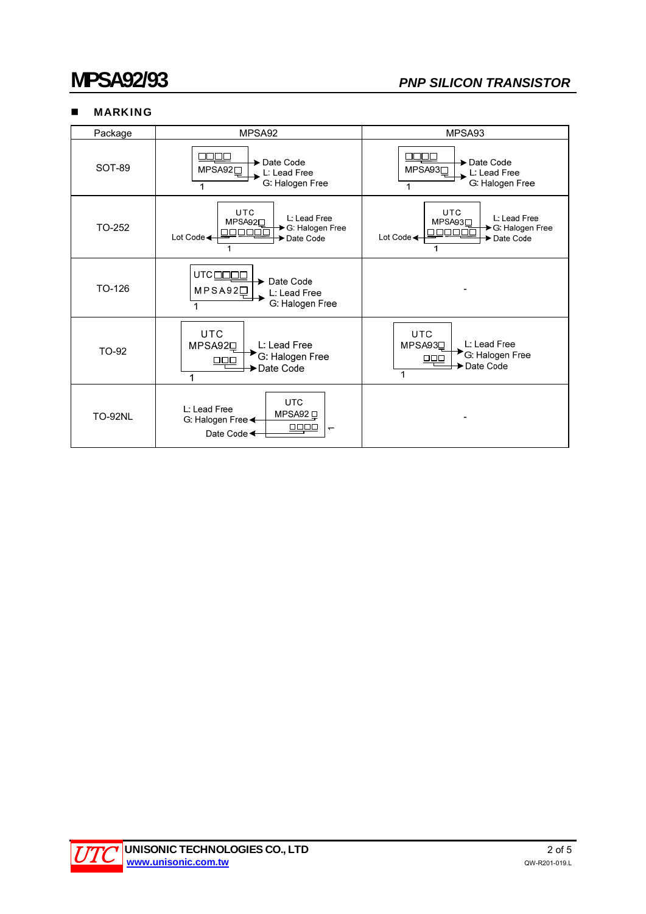## MARKING

| Package | MPSA92 | MPSA93 |
|---|---|---|
| SOT-89 | □□□□ MPSA92□ 1 → Date Code, L: Lead Free, G: Halogen Free | □□□□ MPSA93□ 1 → Date Code, L: Lead Free, G: Halogen Free |
| TO-252 | UTC MPSA92□ □□□□□□ 1 → L: Lead Free, G: Halogen Free, Date Code, Lot Code | UTC MPSA93□ □□□□□□ 1 → L: Lead Free, G: Halogen Free, Date Code, Lot Code |
| TO-126 | UTC □□□□ MPSA92□ 1 → Date Code, L: Lead Free, G: Halogen Free | - |
| TO-92 | UTC MPSA92□ □□□ 1 → L: Lead Free, G: Halogen Free, Date Code | UTC MPSA93□ □□□ 1 → L: Lead Free, G: Halogen Free, Date Code |
| TO-92NL | UTC MPSA92 □ □□□□ 1 → L: Lead Free, G: Halogen Free, Date Code | - |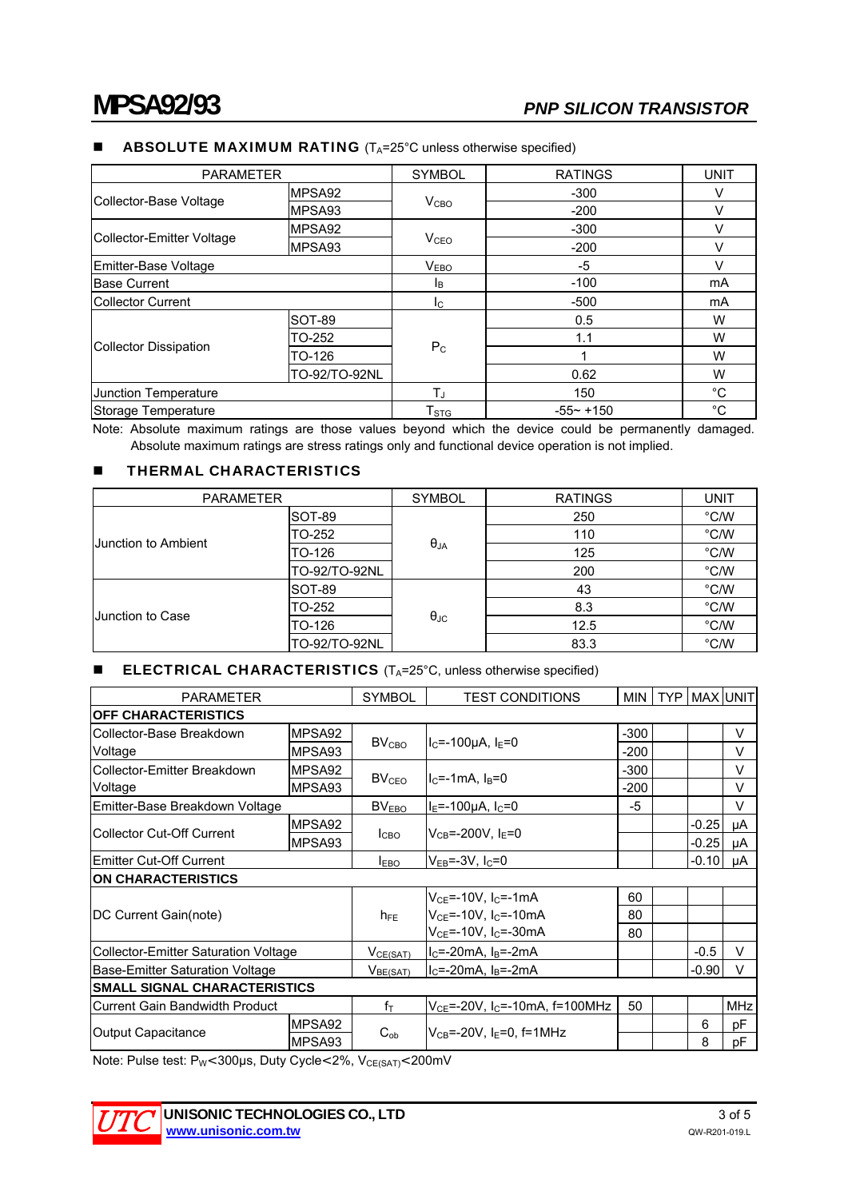## ■ ABSOLUTE MAXIMUM RATING ($T_A$=25°C unless otherwise specified)

| PARAMETER | | SYMBOL | RATINGS | UNIT |
|---|---|---|---|---|
| Collector-Base Voltage | MPSA92 | $V_{CBO}$ | -300 | V |
| | MPSA93 | | -200 | V |
| Collector-Emitter Voltage | MPSA92 | $V_{CEO}$ | -300 | V |
| | MPSA93 | | -200 | V |
| Emitter-Base Voltage | | $V_{EBO}$ | -5 | V |
| Base Current | | $I_B$ | -100 | mA |
| Collector Current | | $I_C$ | -500 | mA |
| Collector Dissipation | SOT-89 | $P_C$ | 0.5 | W |
| | TO-252 | | 1.1 | W |
| | TO-126 | | 1 | W |
| | TO-92/TO-92NL | | 0.62 | W |
| Junction Temperature | | $T_J$ | 150 | °C |
| Storage Temperature | | $T_{STG}$ | -55~ +150 | °C |

Note: Absolute maximum ratings are those values beyond which the device could be permanently damaged. Absolute maximum ratings are stress ratings only and functional device operation is not implied.

## ■ THERMAL CHARACTERISTICS

| PARAMETER | | SYMBOL | RATINGS | UNIT |
|---|---|---|---|---|
| Junction to Ambient | SOT-89 | $\theta_{JA}$ | 250 | °C/W |
| | TO-252 | | 110 | °C/W |
| | TO-126 | | 125 | °C/W |
| | TO-92/TO-92NL | | 200 | °C/W |
| Junction to Case | SOT-89 | $\theta_{JC}$ | 43 | °C/W |
| | TO-252 | | 8.3 | °C/W |
| | TO-126 | | 12.5 | °C/W |
| | TO-92/TO-92NL | | 83.3 | °C/W |

## ■ ELECTRICAL CHARACTERISTICS ($T_A$=25°C, unless otherwise specified)

| PARAMETER | | SYMBOL | TEST CONDITIONS | MIN | TYP | MAX | UNIT |
|---|---|---|---|---|---|---|---|
| **OFF CHARACTERISTICS** | | | | | | | |
| Collector-Base Breakdown Voltage | MPSA92 | $BV_{CBO}$ | $I_C$=-100μA, $I_E$=0 | -300 | | | V |
| | MPSA93 | | | -200 | | | V |
| Collector-Emitter Breakdown Voltage | MPSA92 | $BV_{CEO}$ | $I_C$=-1mA, $I_B$=0 | -300 | | | V |
| | MPSA93 | | | -200 | | | V |
| Emitter-Base Breakdown Voltage | | $BV_{EBO}$ | $I_E$=-100μA, $I_C$=0 | -5 | | | V |
| Collector Cut-Off Current | MPSA92 | $I_{CBO}$ | $V_{CB}$=-200V, $I_E$=0 | | | -0.25 | μA |
| | MPSA93 | | | | | -0.25 | μA |
| Emitter Cut-Off Current | | $I_{EBO}$ | $V_{EB}$=-3V, $I_C$=0 | | | -0.10 | μA |
| **ON CHARACTERISTICS** | | | | | | | |
| DC Current Gain(note) | | $h_{FE}$ | $V_{CE}$=-10V, $I_C$=-1mA | 60 | | | |
| | | | $V_{CE}$=-10V, $I_C$=-10mA | 80 | | | |
| | | | $V_{CE}$=-10V, $I_C$=-30mA | 80 | | | |
| Collector-Emitter Saturation Voltage | | $V_{CE(SAT)}$ | $I_C$=-20mA, $I_B$=-2mA | | | -0.5 | V |
| Base-Emitter Saturation Voltage | | $V_{BE(SAT)}$ | $I_C$=-20mA, $I_B$=-2mA | | | -0.90 | V |
| **SMALL SIGNAL CHARACTERISTICS** | | | | | | | |
| Current Gain Bandwidth Product | | $f_T$ | $V_{CE}$=-20V, $I_C$=-10mA, f=100MHz | 50 | | | MHz |
| Output Capacitance | MPSA92 | $C_{ob}$ | $V_{CB}$=-20V, $I_E$=0, f=1MHz | | | 6 | pF |
| | MPSA93 | | | | | 8 | pF |

Note: Pulse test: $P_W$<300μs, Duty Cycle<2%, $V_{CE(SAT)}$<200mV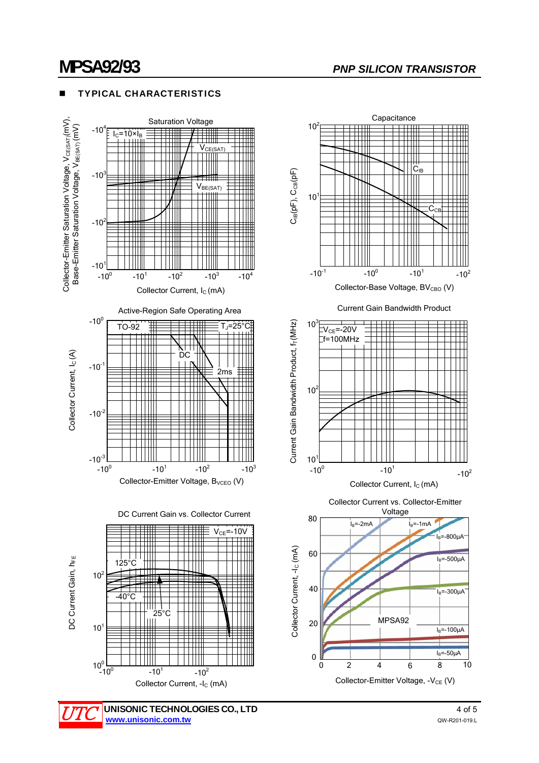## TYPICAL CHARACTERISTICS

Saturation Voltage

$I_C=10\times I_B$

$V_{CE(SAT)}$

$V_{BE(SAT)}$

Collector-Emitter Saturation Voltage, $V_{CE(SAT)}$ (mV), Base-Emitter Saturation Voltage, $V_{BE(SAT)}$ (mV)

$-10^4$, $-10^3$, $-10^2$, $-10^1$

$-10^0$, $-10^1$, $-10^2$, $-10^3$, $-10^4$

Collector Current, $I_C$ (mA)

Capacitance

$C_{IB}$

$C_{CB}$

$C_{IB}$(pF), $C_{CB}$(pF)

$10^2$, $10^1$

$-10^{-1}$, $-10^0$, $-10^1$, $-10^2$

Collector-Base Voltage, $BV_{CBO}$ (V)

Active-Region Safe Operating Area

TO-92

$T_J$=25°C

DC

2ms

Collector Current, $I_C$ (A)

$-10^0$, $-10^{-1}$, $-10^{-2}$, $-10^{-3}$

$-10^0$, $-10^1$, $-10^2$, $-10^3$

Collector-Emitter Voltage, $B_{VCEO}$ (V)

Current Gain Bandwidth Product

$V_{CE}$=-20V

f=100MHz

Current Gain Bandwidth Product, $f_T$(MHz)

$10^3$, $10^2$, $10^1$

$-10^0$, $-10^1$, $-10^2$

Collector Current, $I_C$ (mA)

DC Current Gain vs. Collector Current

$V_{CE}$=-10V

125°C

-40°C

25°C

DC Current Gain, $h_{FE}$

$10^2$, $10^1$, $10^0$

$-10^0$, $-10^1$, $-10^2$

Collector Current, $-I_C$ (mA)

Collector Current vs. Collector-Emitter Voltage

$I_B$=-2mA, $I_B$=-1mA, $I_B$=-800μA, $I_B$=-500μA, $I_B$=-300μA, $I_B$=-100μA, $I_B$=-50μA

MPSA92

Collector Current, $-I_C$ (mA)

0, 20, 40, 60, 80

0, 2, 4, 6, 8, 10

Collector-Emitter Voltage, $-V_{CE}$ (V)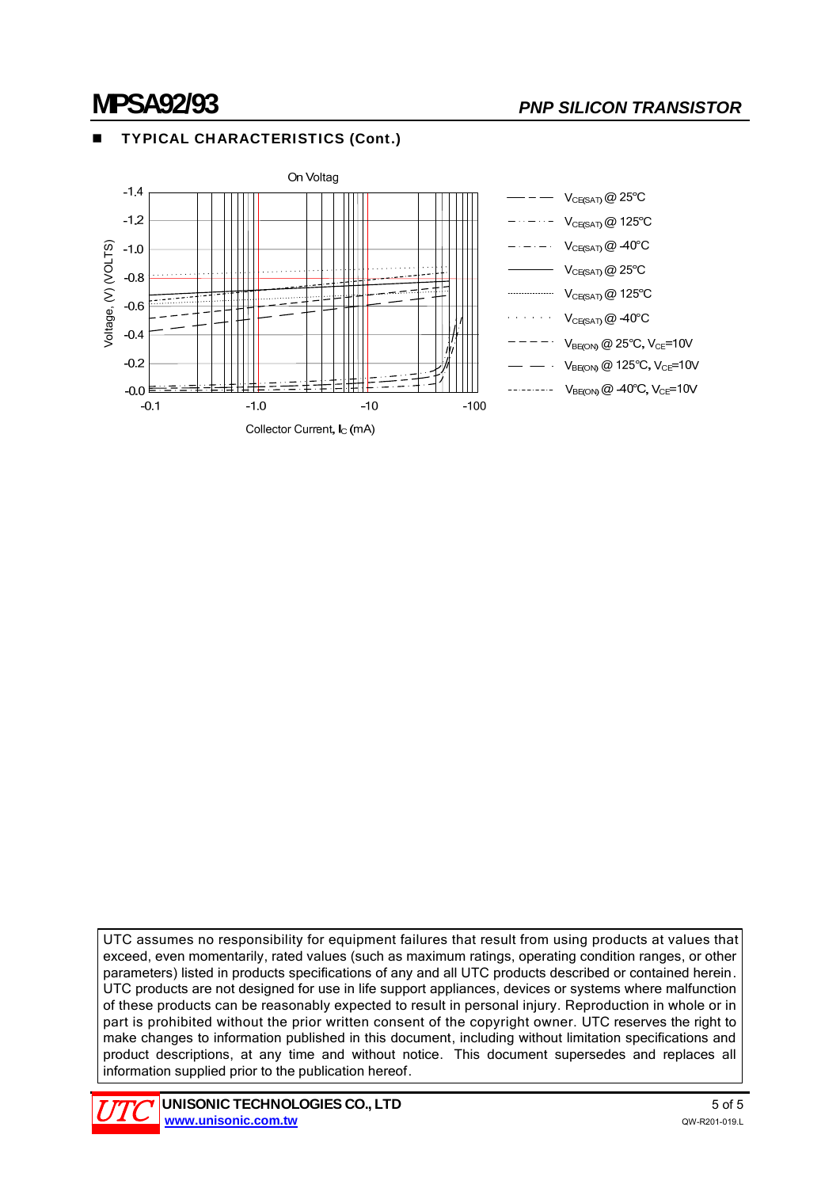## TYPICAL CHARACTERISTICS (Cont.)

On Voltag

Voltage, (V) (VOLTS)

-1.4
-1.2
-1.0
-0.8
-0.6
-0.4
-0.2
-0.0

-0.1
-1.0
-10
-100

Collector Current, $I_C$ (mA)

$V_{CE(SAT)}$ @ 25°C
$V_{CE(SAT)}$ @ 125°C
$V_{CE(SAT)}$ @ -40°C
$V_{CE(SAT)}$ @ 25°C
$V_{CE(SAT)}$ @ 125°C
$V_{CE(SAT)}$ @ -40°C
$V_{BE(ON)}$ @ 25°C, $V_{CE}$=10V
$V_{BE(ON)}$ @ 125°C, $V_{CE}$=10V
$V_{BE(ON)}$ @ -40°C, $V_{CE}$=10V

UTC assumes no responsibility for equipment failures that result from using products at values that exceed, even momentarily, rated values (such as maximum ratings, operating condition ranges, or other parameters) listed in products specifications of any and all UTC products described or contained herein. UTC products are not designed for use in life support appliances, devices or systems where malfunction of these products can be reasonably expected to result in personal injury. Reproduction in whole or in part is prohibited without the prior written consent of the copyright owner. UTC reserves the right to make changes to information published in this document, including without limitation specifications and product descriptions, at any time and without notice. This document supersedes and replaces all information supplied prior to the publication hereof.